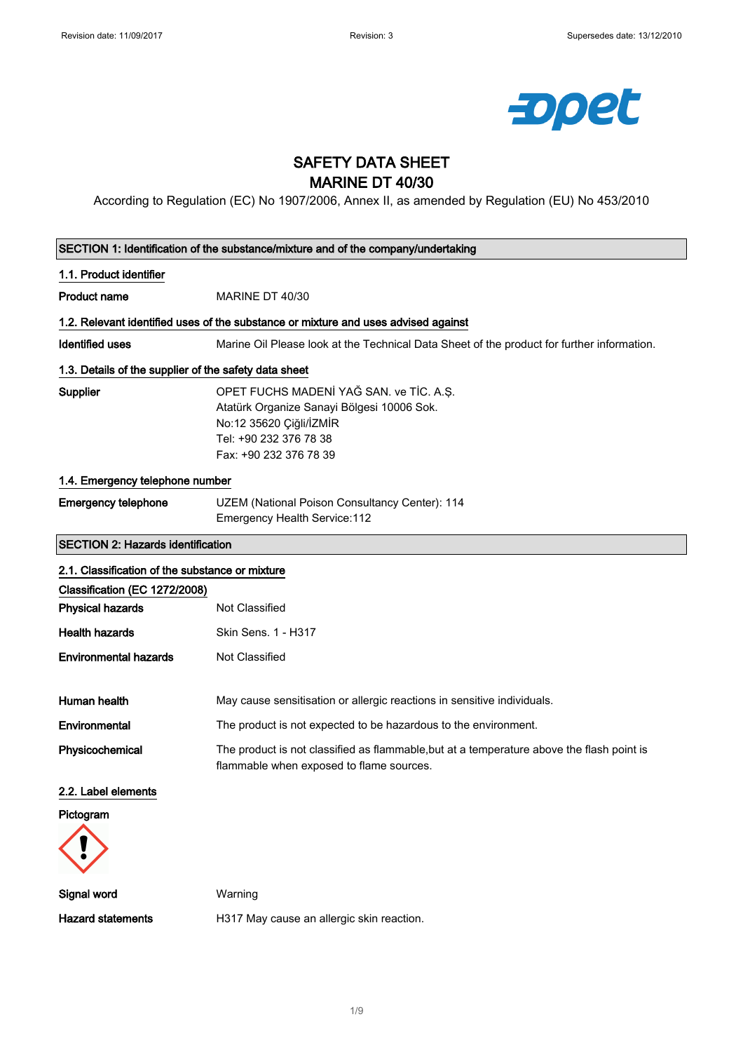# SAFETY DATA SHEET
# MARINE DT 40/30

According to Regulation (EC) No 1907/2006, Annex II, as amended by Regulation (EU) No 453/2010

## SECTION 1: Identification of the substance/mixture and of the company/undertaking

### 1.1. Product identifier

**Product name** MARINE DT 40/30

### 1.2. Relevant identified uses of the substance or mixture and uses advised against

**Identified uses** Marine Oil Please look at the Technical Data Sheet of the product for further information.

### 1.3. Details of the supplier of the safety data sheet

**Supplier**
OPET FUCHS MADENİ YAĞ SAN. ve TİC. A.Ş.
Atatürk Organize Sanayi Bölgesi 10006 Sok.
No:12 35620 Çiğli/İZMİR
Tel: +90 232 376 78 38
Fax: +90 232 376 78 39

### 1.4. Emergency telephone number

**Emergency telephone**
UZEM (National Poison Consultancy Center): 114
Emergency Health Service:112

## SECTION 2: Hazards identification

### 2.1. Classification of the substance or mixture

**Classification (EC 1272/2008)**

**Physical hazards** Not Classified

**Health hazards** Skin Sens. 1 - H317

**Environmental hazards** Not Classified

**Human health** May cause sensitisation or allergic reactions in sensitive individuals.

**Environmental** The product is not expected to be hazardous to the environment.

**Physicochemical** The product is not classified as flammable,but at a temperature above the flash point is flammable when exposed to flame sources.

### 2.2. Label elements

**Pictogram**

**Signal word** Warning

**Hazard statements** H317 May cause an allergic skin reaction.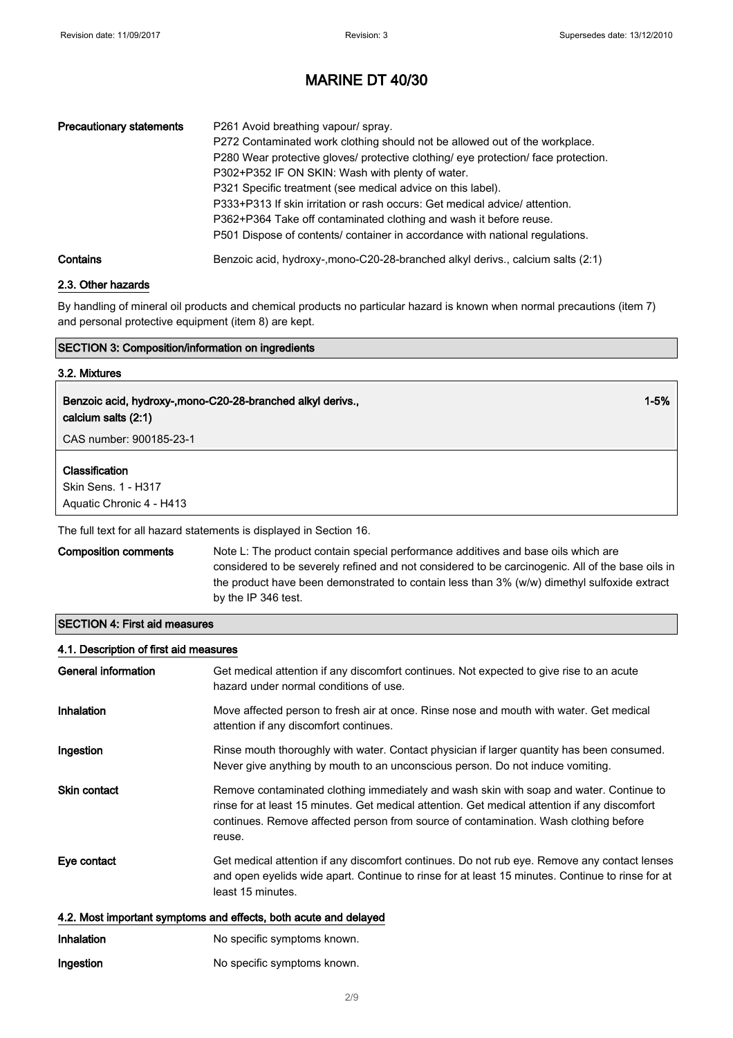| | |
|---|---|
| **Precautionary statements** | P261 Avoid breathing vapour/ spray.<br>P272 Contaminated work clothing should not be allowed out of the workplace.<br>P280 Wear protective gloves/ protective clothing/ eye protection/ face protection.<br>P302+P352 IF ON SKIN: Wash with plenty of water.<br>P321 Specific treatment (see medical advice on this label).<br>P333+P313 If skin irritation or rash occurs: Get medical advice/ attention.<br>P362+P364 Take off contaminated clothing and wash it before reuse.<br>P501 Dispose of contents/ container in accordance with national regulations. |
| **Contains** | Benzoic acid, hydroxy-,mono-C20-28-branched alkyl derivs., calcium salts (2:1) |

### 2.3. Other hazards

By handling of mineral oil products and chemical products no particular hazard is known when normal precautions (item 7) and personal protective equipment (item 8) are kept.

## SECTION 3: Composition/information on ingredients

### 3.2. Mixtures

**Benzoic acid, hydroxy-,mono-C20-28-branched alkyl derivs., calcium salts (2:1)** — **1-5%**

CAS number: 900185-23-1

**Classification**
Skin Sens. 1 - H317
Aquatic Chronic 4 - H413

The full text for all hazard statements is displayed in Section 16.

| | |
|---|---|
| **Composition comments** | Note L: The product contain special performance additives and base oils which are considered to be severely refined and not considered to be carcinogenic. All of the base oils in the product have been demonstrated to contain less than 3% (w/w) dimethyl sulfoxide extract by the IP 346 test. |

## SECTION 4: First aid measures

### 4.1. Description of first aid measures

| | |
|---|---|
| **General information** | Get medical attention if any discomfort continues. Not expected to give rise to an acute hazard under normal conditions of use. |
| **Inhalation** | Move affected person to fresh air at once. Rinse nose and mouth with water. Get medical attention if any discomfort continues. |
| **Ingestion** | Rinse mouth thoroughly with water. Contact physician if larger quantity has been consumed. Never give anything by mouth to an unconscious person. Do not induce vomiting. |
| **Skin contact** | Remove contaminated clothing immediately and wash skin with soap and water. Continue to rinse for at least 15 minutes. Get medical attention. Get medical attention if any discomfort continues. Remove affected person from source of contamination. Wash clothing before reuse. |
| **Eye contact** | Get medical attention if any discomfort continues. Do not rub eye. Remove any contact lenses and open eyelids wide apart. Continue to rinse for at least 15 minutes. Continue to rinse for at least 15 minutes. |

### 4.2. Most important symptoms and effects, both acute and delayed

| | |
|---|---|
| **Inhalation** | No specific symptoms known. |
| **Ingestion** | No specific symptoms known. |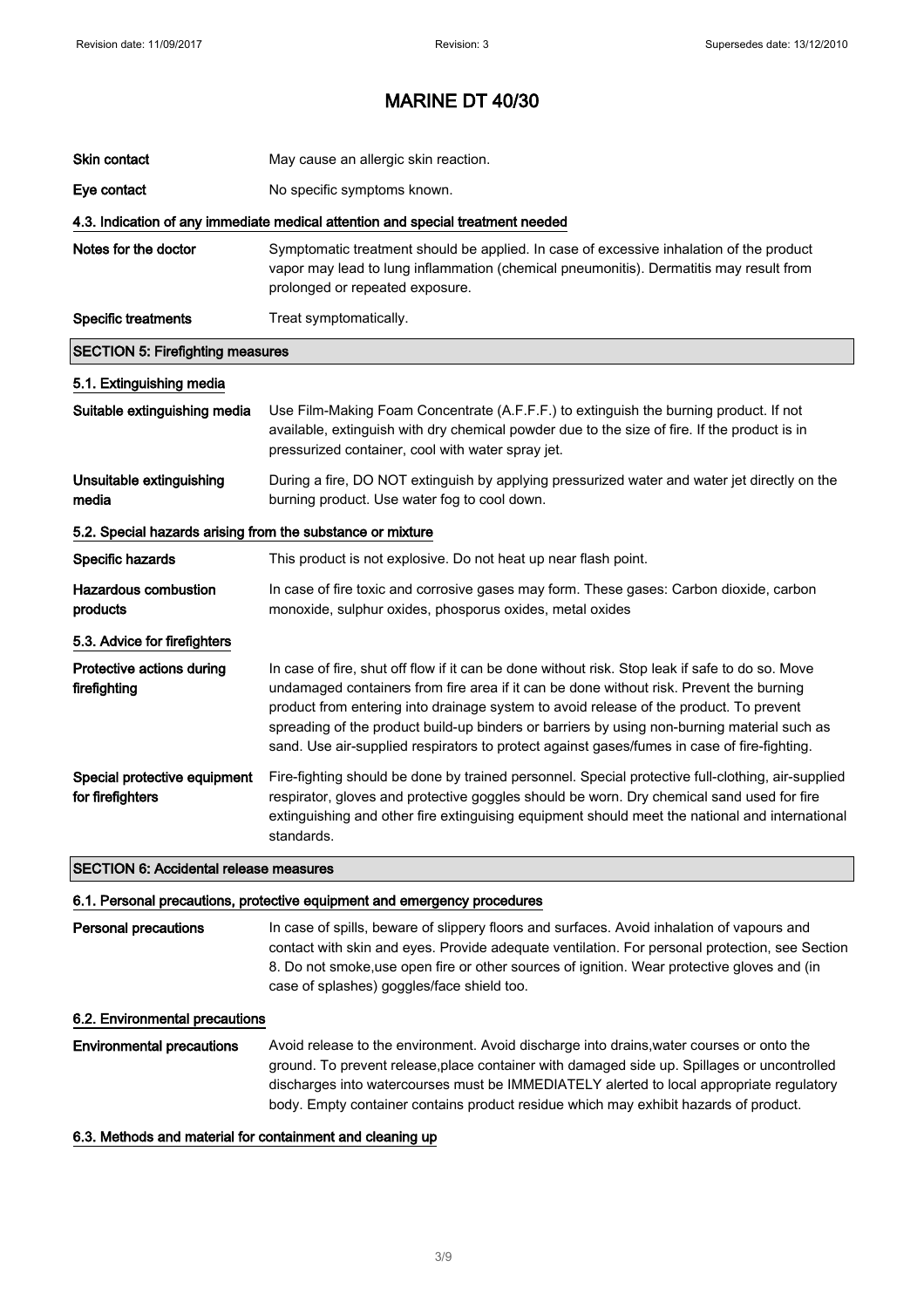# MARINE DT 40/30

**Skin contact** May cause an allergic skin reaction.

**Eye contact** No specific symptoms known.

### 4.3. Indication of any immediate medical attention and special treatment needed

**Notes for the doctor** Symptomatic treatment should be applied. In case of excessive inhalation of the product vapor may lead to lung inflammation (chemical pneumonitis). Dermatitis may result from prolonged or repeated exposure.

**Specific treatments** Treat symptomatically.

## SECTION 5: Firefighting measures

### 5.1. Extinguishing media

**Suitable extinguishing media** Use Film-Making Foam Concentrate (A.F.F.F.) to extinguish the burning product. If not available, extinguish with dry chemical powder due to the size of fire. If the product is in pressurized container, cool with water spray jet.

**Unsuitable extinguishing media** During a fire, DO NOT extinguish by applying pressurized water and water jet directly on the burning product. Use water fog to cool down.

### 5.2. Special hazards arising from the substance or mixture

**Specific hazards** This product is not explosive. Do not heat up near flash point.

**Hazardous combustion products** In case of fire toxic and corrosive gases may form. These gases: Carbon dioxide, carbon monoxide, sulphur oxides, phosporus oxides, metal oxides

### 5.3. Advice for firefighters

**Protective actions during firefighting** In case of fire, shut off flow if it can be done without risk. Stop leak if safe to do so. Move undamaged containers from fire area if it can be done without risk. Prevent the burning product from entering into drainage system to avoid release of the product. To prevent spreading of the product build-up binders or barriers by using non-burning material such as sand. Use air-supplied respirators to protect against gases/fumes in case of fire-fighting.

**Special protective equipment for firefighters** Fire-fighting should be done by trained personnel. Special protective full-clothing, air-supplied respirator, gloves and protective goggles should be worn. Dry chemical sand used for fire extinguishing and other fire extinguising equipment should meet the national and international standards.

## SECTION 6: Accidental release measures

### 6.1. Personal precautions, protective equipment and emergency procedures

**Personal precautions** In case of spills, beware of slippery floors and surfaces. Avoid inhalation of vapours and contact with skin and eyes. Provide adequate ventilation. For personal protection, see Section 8. Do not smoke,use open fire or other sources of ignition. Wear protective gloves and (in case of splashes) goggles/face shield too.

### 6.2. Environmental precautions

**Environmental precautions** Avoid release to the environment. Avoid discharge into drains,water courses or onto the ground. To prevent release,place container with damaged side up. Spillages or uncontrolled discharges into watercourses must be IMMEDIATELY alerted to local appropriate regulatory body. Empty container contains product residue which may exhibit hazards of product.

### 6.3. Methods and material for containment and cleaning up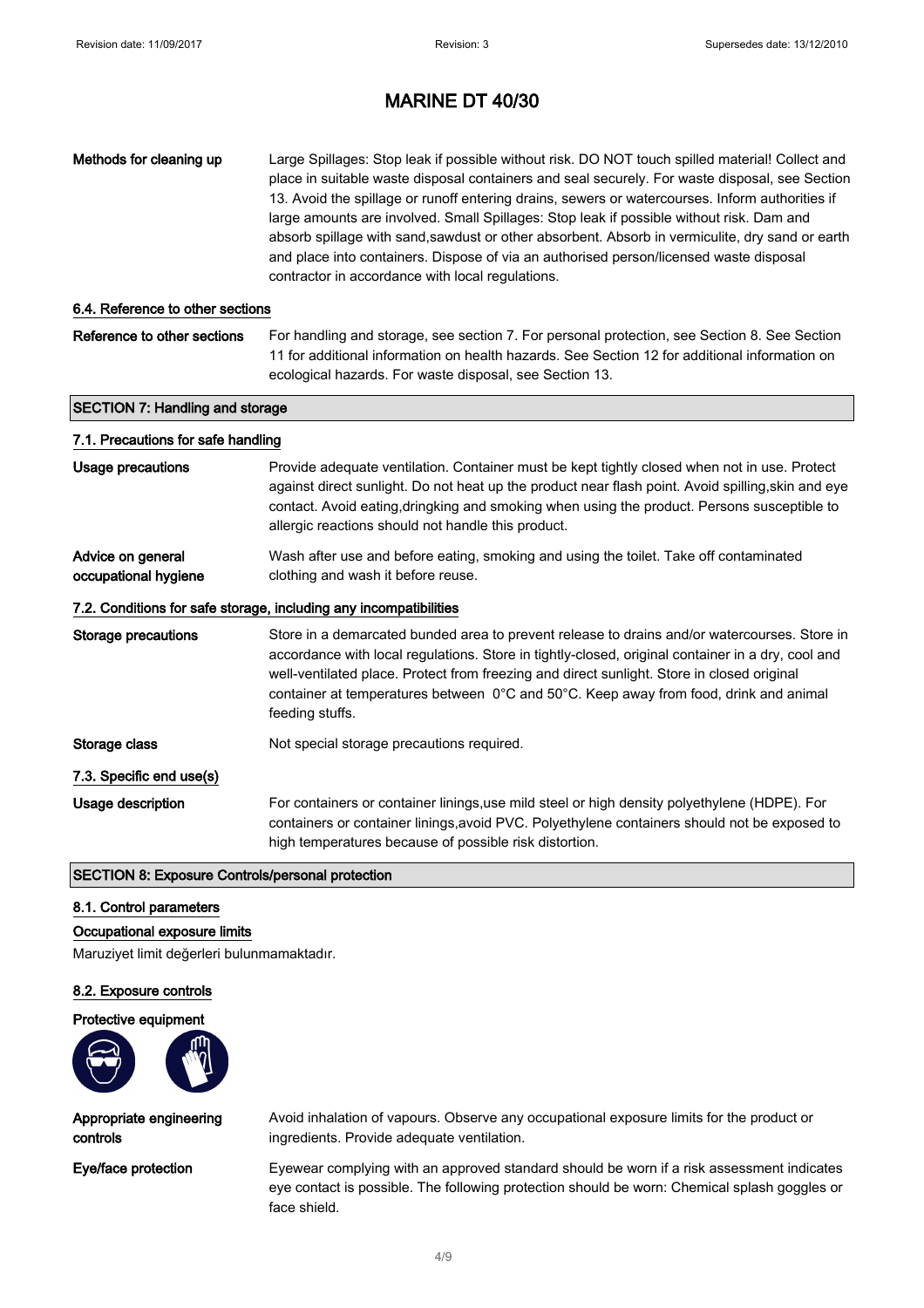# MARINE DT 40/30

| | |
|---|---|
| **Methods for cleaning up** | Large Spillages: Stop leak if possible without risk. DO NOT touch spilled material! Collect and place in suitable waste disposal containers and seal securely. For waste disposal, see Section 13. Avoid the spillage or runoff entering drains, sewers or watercourses. Inform authorities if large amounts are involved. Small Spillages: Stop leak if possible without risk. Dam and absorb spillage with sand,sawdust or other absorbent. Absorb in vermiculite, dry sand or earth and place into containers. Dispose of via an authorised person/licensed waste disposal contractor in accordance with local regulations. |

### 6.4. Reference to other sections

| | |
|---|---|
| **Reference to other sections** | For handling and storage, see section 7. For personal protection, see Section 8. See Section 11 for additional information on health hazards. See Section 12 for additional information on ecological hazards. For waste disposal, see Section 13. |

## SECTION 7: Handling and storage

### 7.1. Precautions for safe handling

| | |
|---|---|
| **Usage precautions** | Provide adequate ventilation. Container must be kept tightly closed when not in use. Protect against direct sunlight. Do not heat up the product near flash point. Avoid spilling,skin and eye contact. Avoid eating,dringking and smoking when using the product. Persons susceptible to allergic reactions should not handle this product. |
| **Advice on general occupational hygiene** | Wash after use and before eating, smoking and using the toilet. Take off contaminated clothing and wash it before reuse. |

### 7.2. Conditions for safe storage, including any incompatibilities

| | |
|---|---|
| **Storage precautions** | Store in a demarcated bunded area to prevent release to drains and/or watercourses. Store in accordance with local regulations. Store in tightly-closed, original container in a dry, cool and well-ventilated place. Protect from freezing and direct sunlight. Store in closed original container at temperatures between 0°C and 50°C. Keep away from food, drink and animal feeding stuffs. |
| **Storage class** | Not special storage precautions required. |

### 7.3. Specific end use(s)

| | |
|---|---|
| **Usage description** | For containers or container linings,use mild steel or high density polyethylene (HDPE). For containers or container linings,avoid PVC. Polyethylene containers should not be exposed to high temperatures because of possible risk distortion. |

## SECTION 8: Exposure Controls/personal protection

### 8.1. Control parameters

**Occupational exposure limits**

Maruziyet limit değerleri bulunmamaktadır.

### 8.2. Exposure controls

**Protective equipment**

| | |
|---|---|
| **Appropriate engineering controls** | Avoid inhalation of vapours. Observe any occupational exposure limits for the product or ingredients. Provide adequate ventilation. |
| **Eye/face protection** | Eyewear complying with an approved standard should be worn if a risk assessment indicates eye contact is possible. The following protection should be worn: Chemical splash goggles or face shield. |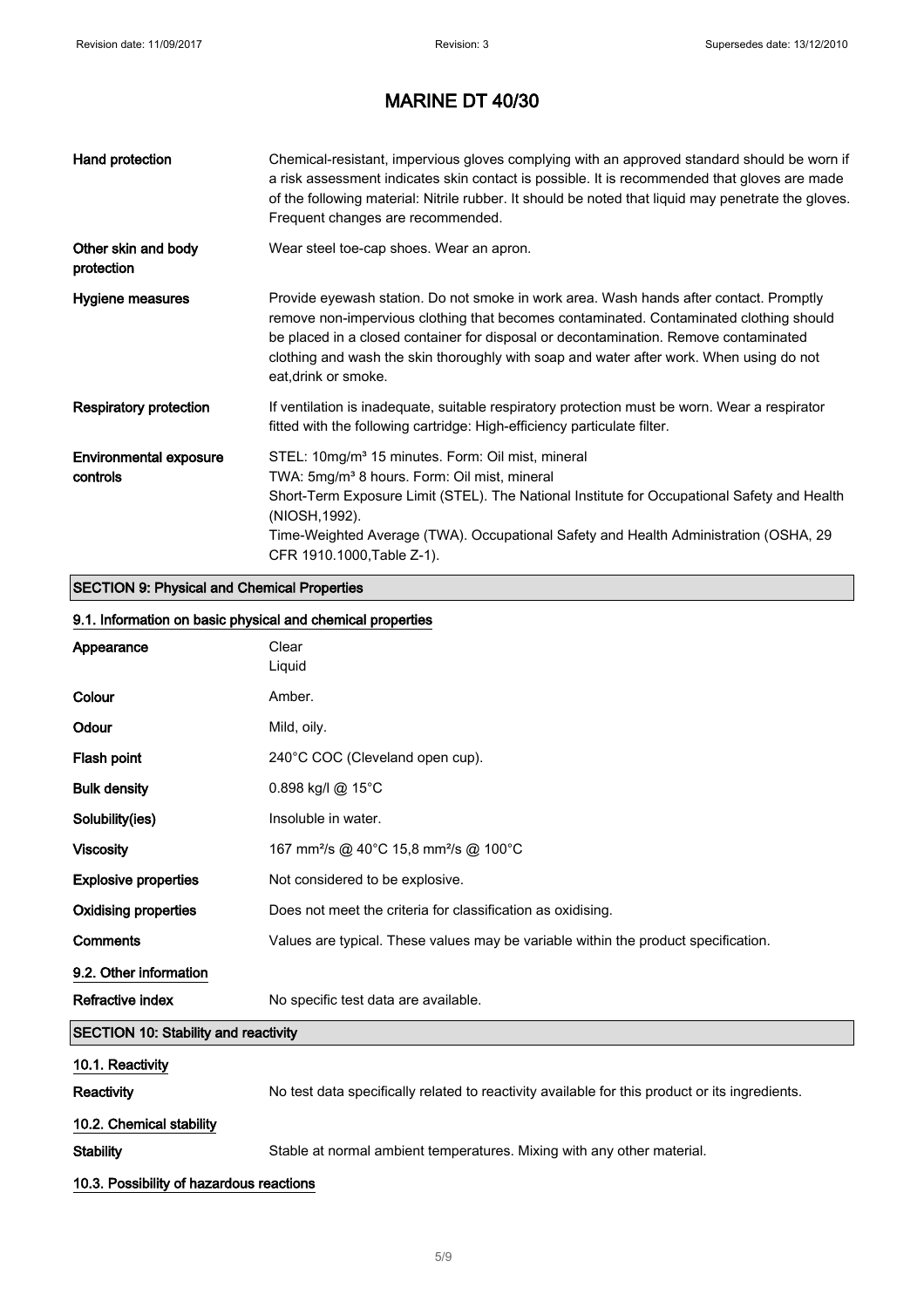# MARINE DT 40/30

| | |
|---|---|
| **Hand protection** | Chemical-resistant, impervious gloves complying with an approved standard should be worn if a risk assessment indicates skin contact is possible. It is recommended that gloves are made of the following material: Nitrile rubber. It should be noted that liquid may penetrate the gloves. Frequent changes are recommended. |
| **Other skin and body protection** | Wear steel toe-cap shoes. Wear an apron. |
| **Hygiene measures** | Provide eyewash station. Do not smoke in work area. Wash hands after contact. Promptly remove non-impervious clothing that becomes contaminated. Contaminated clothing should be placed in a closed container for disposal or decontamination. Remove contaminated clothing and wash the skin thoroughly with soap and water after work. When using do not eat,drink or smoke. |
| **Respiratory protection** | If ventilation is inadequate, suitable respiratory protection must be worn. Wear a respirator fitted with the following cartridge: High-efficiency particulate filter. |
| **Environmental exposure controls** | STEL: 10mg/m³ 15 minutes. Form: Oil mist, mineral<br>TWA: 5mg/m³ 8 hours. Form: Oil mist, mineral<br>Short-Term Exposure Limit (STEL). The National Institute for Occupational Safety and Health (NIOSH,1992).<br>Time-Weighted Average (TWA). Occupational Safety and Health Administration (OSHA, 29 CFR 1910.1000,Table Z-1). |

## SECTION 9: Physical and Chemical Properties

### 9.1. Information on basic physical and chemical properties

| | |
|---|---|
| **Appearance** | Clear<br>Liquid |
| **Colour** | Amber. |
| **Odour** | Mild, oily. |
| **Flash point** | 240°C COC (Cleveland open cup). |
| **Bulk density** | 0.898 kg/l @ 15°C |
| **Solubility(ies)** | Insoluble in water. |
| **Viscosity** | 167 mm²/s @ 40°C 15,8 mm²/s @ 100°C |
| **Explosive properties** | Not considered to be explosive. |
| **Oxidising properties** | Does not meet the criteria for classification as oxidising. |
| **Comments** | Values are typical. These values may be variable within the product specification. |

### 9.2. Other information

| | |
|---|---|
| **Refractive index** | No specific test data are available. |

## SECTION 10: Stability and reactivity

### 10.1. Reactivity

| | |
|---|---|
| **Reactivity** | No test data specifically related to reactivity available for this product or its ingredients. |

### 10.2. Chemical stability

| | |
|---|---|
| **Stability** | Stable at normal ambient temperatures. Mixing with any other material. |

### 10.3. Possibility of hazardous reactions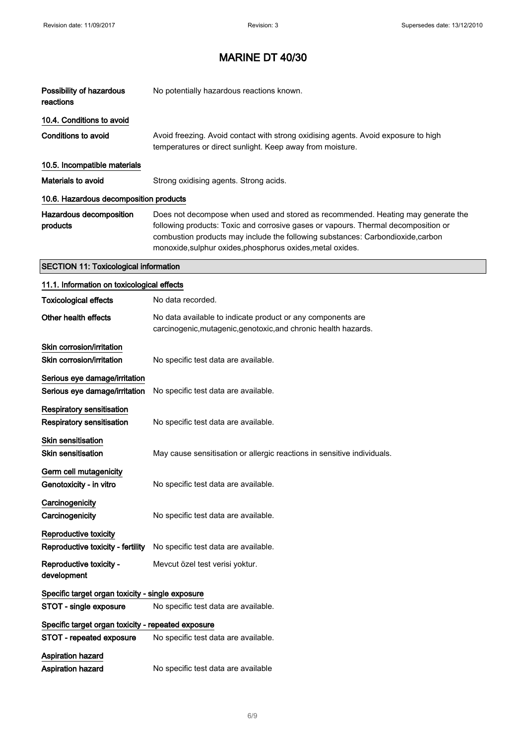# MARINE DT 40/30

| | |
|---|---|
| **Possibility of hazardous reactions** | No potentially hazardous reactions known. |

### 10.4. Conditions to avoid

| | |
|---|---|
| **Conditions to avoid** | Avoid freezing. Avoid contact with strong oxidising agents. Avoid exposure to high temperatures or direct sunlight. Keep away from moisture. |

### 10.5. Incompatible materials

| | |
|---|---|
| **Materials to avoid** | Strong oxidising agents. Strong acids. |

### 10.6. Hazardous decomposition products

| | |
|---|---|
| **Hazardous decomposition products** | Does not decompose when used and stored as recommended. Heating may generate the following products: Toxic and corrosive gases or vapours. Thermal decomposition or combustion products may include the following substances: Carbondioxide,carbon monoxide,sulphur oxides,phosphorus oxides,metal oxides. |

## SECTION 11: Toxicological information

### 11.1. Information on toxicological effects

| | |
|---|---|
| **Toxicological effects** | No data recorded. |
| **Other health effects** | No data available to indicate product or any components are carcinogenic,mutagenic,genotoxic,and chronic health hazards. |

**Skin corrosion/irritation**

| | |
|---|---|
| **Skin corrosion/irritation** | No specific test data are available. |

**Serious eye damage/irritation**

| | |
|---|---|
| **Serious eye damage/irritation** | No specific test data are available. |

**Respiratory sensitisation**

| | |
|---|---|
| **Respiratory sensitisation** | No specific test data are available. |

**Skin sensitisation**

| | |
|---|---|
| **Skin sensitisation** | May cause sensitisation or allergic reactions in sensitive individuals. |

**Germ cell mutagenicity**

| | |
|---|---|
| **Genotoxicity - in vitro** | No specific test data are available. |

**Carcinogenicity**

| | |
|---|---|
| **Carcinogenicity** | No specific test data are available. |

**Reproductive toxicity**

| | |
|---|---|
| **Reproductive toxicity - fertility** | No specific test data are available. |
| **Reproductive toxicity - development** | Mevcut özel test verisi yoktur. |

**Specific target organ toxicity - single exposure**

| | |
|---|---|
| **STOT - single exposure** | No specific test data are available. |

**Specific target organ toxicity - repeated exposure**

| | |
|---|---|
| **STOT - repeated exposure** | No specific test data are available. |

**Aspiration hazard**

| | |
|---|---|
| **Aspiration hazard** | No specific test data are available |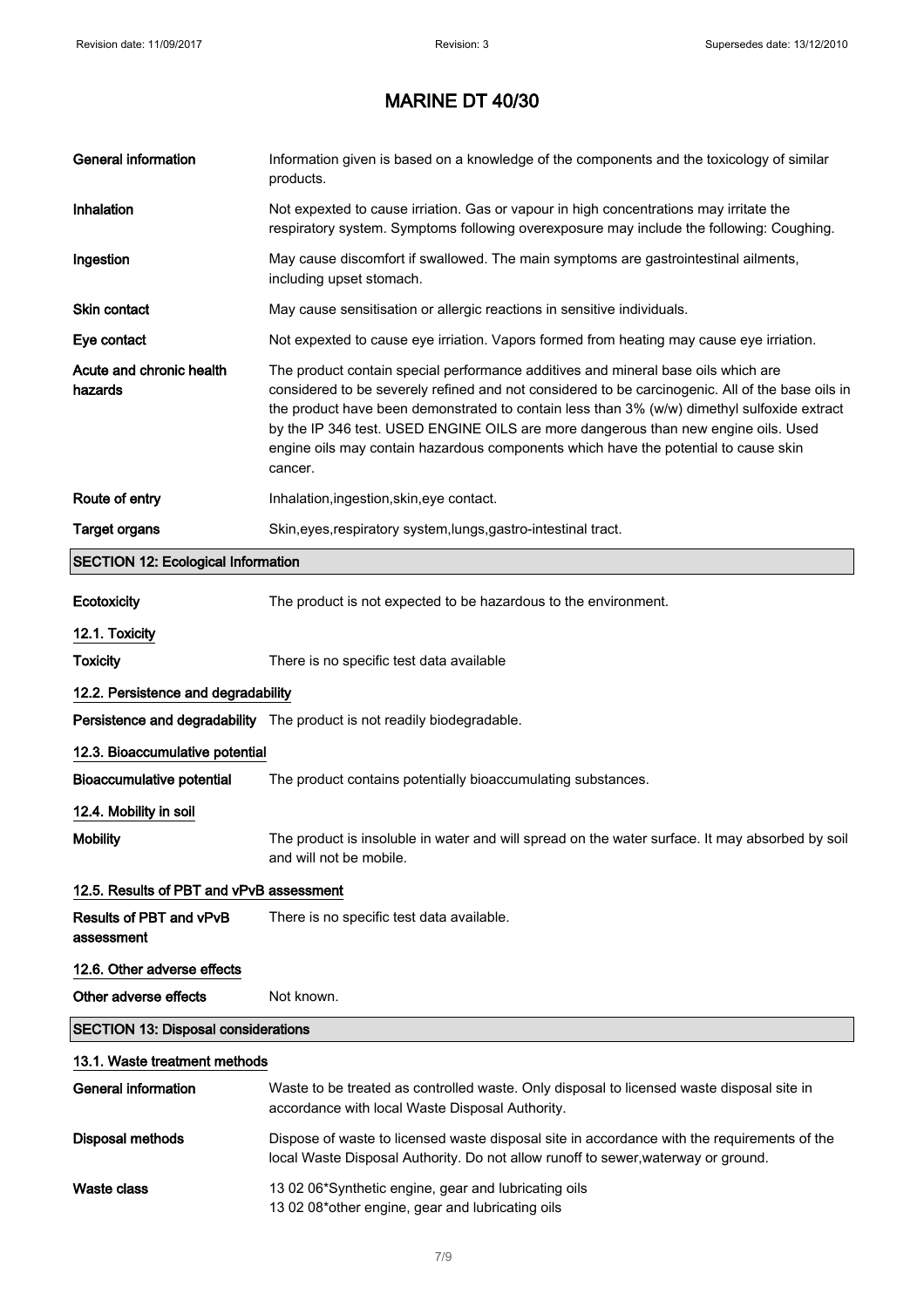# MARINE DT 40/30

| | |
|---|---|
| **General information** | Information given is based on a knowledge of the components and the toxicology of similar products. |
| **Inhalation** | Not expexted to cause irriation. Gas or vapour in high concentrations may irritate the respiratory system. Symptoms following overexposure may include the following: Coughing. |
| **Ingestion** | May cause discomfort if swallowed. The main symptoms are gastrointestinal ailments, including upset stomach. |
| **Skin contact** | May cause sensitisation or allergic reactions in sensitive individuals. |
| **Eye contact** | Not expexted to cause eye irriation. Vapors formed from heating may cause eye irriation. |
| **Acute and chronic health hazards** | The product contain special performance additives and mineral base oils which are considered to be severely refined and not considered to be carcinogenic. All of the base oils in the product have been demonstrated to contain less than 3% (w/w) dimethyl sulfoxide extract by the IP 346 test. USED ENGINE OILS are more dangerous than new engine oils. Used engine oils may contain hazardous components which have the potential to cause skin cancer. |
| **Route of entry** | Inhalation,ingestion,skin,eye contact. |
| **Target organs** | Skin,eyes,respiratory system,lungs,gastro-intestinal tract. |

## SECTION 12: Ecological Information

**Ecotoxicity** The product is not expected to be hazardous to the environment.

### 12.1. Toxicity

**Toxicity** There is no specific test data available

### 12.2. Persistence and degradability

**Persistence and degradability** The product is not readily biodegradable.

### 12.3. Bioaccumulative potential

**Bioaccumulative potential** The product contains potentially bioaccumulating substances.

### 12.4. Mobility in soil

**Mobility** The product is insoluble in water and will spread on the water surface. It may absorbed by soil and will not be mobile.

### 12.5. Results of PBT and vPvB assessment

**Results of PBT and vPvB assessment** There is no specific test data available.

### 12.6. Other adverse effects

**Other adverse effects** Not known.

## SECTION 13: Disposal considerations

### 13.1. Waste treatment methods

**General information** Waste to be treated as controlled waste. Only disposal to licensed waste disposal site in accordance with local Waste Disposal Authority.

**Disposal methods** Dispose of waste to licensed waste disposal site in accordance with the requirements of the local Waste Disposal Authority. Do not allow runoff to sewer,waterway or ground.

**Waste class** 13 02 06*Synthetic engine, gear and lubricating oils
13 02 08*other engine, gear and lubricating oils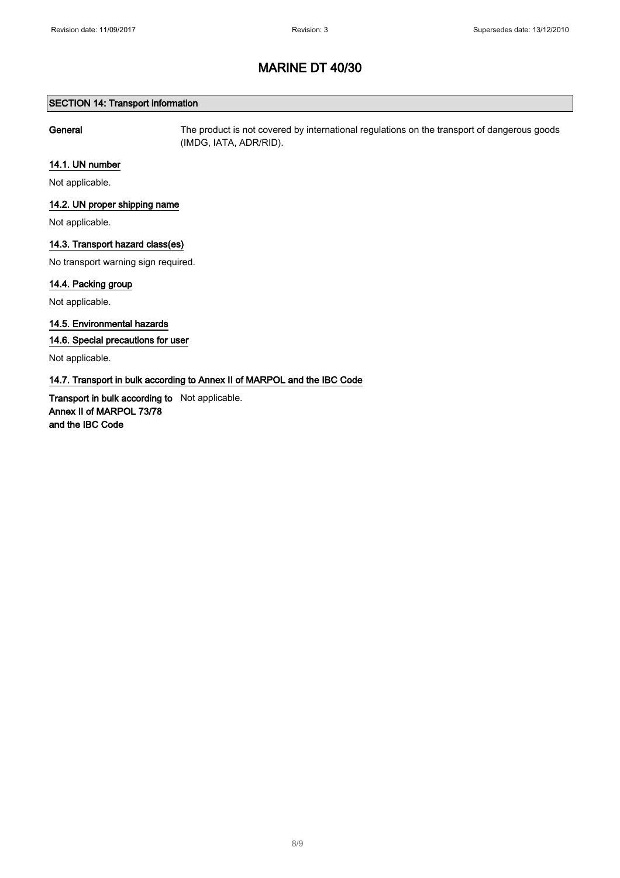# MARINE DT 40/30

## SECTION 14: Transport information

**General** The product is not covered by international regulations on the transport of dangerous goods (IMDG, IATA, ADR/RID).

### 14.1. UN number

Not applicable.

### 14.2. UN proper shipping name

Not applicable.

### 14.3. Transport hazard class(es)

No transport warning sign required.

### 14.4. Packing group

Not applicable.

### 14.5. Environmental hazards

### 14.6. Special precautions for user

Not applicable.

### 14.7. Transport in bulk according to Annex II of MARPOL and the IBC Code

**Transport in bulk according to Annex II of MARPOL 73/78 and the IBC Code** Not applicable.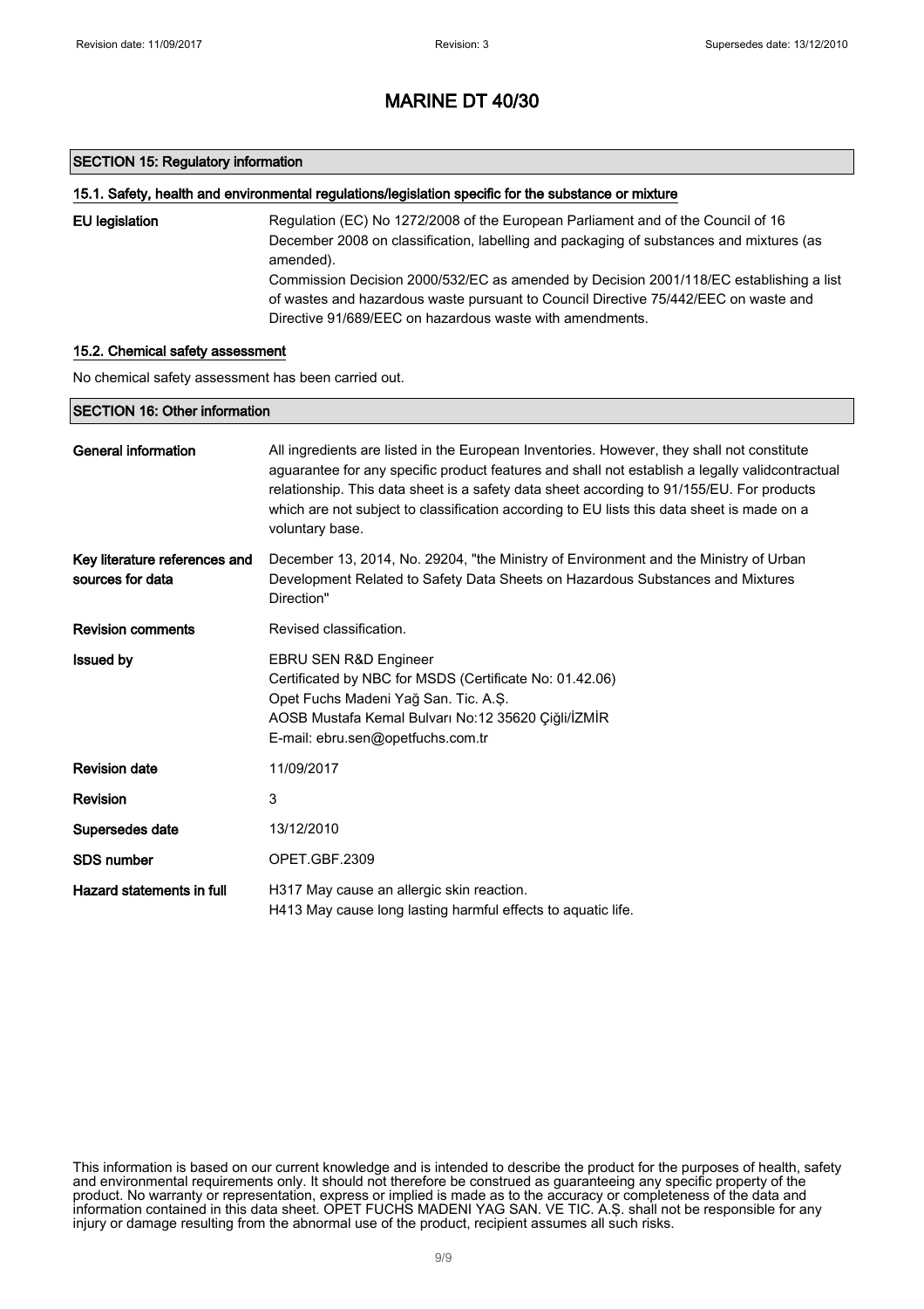# MARINE DT 40/30

## SECTION 15: Regulatory information

### 15.1. Safety, health and environmental regulations/legislation specific for the substance or mixture

| | |
|---|---|
| **EU legislation** | Regulation (EC) No 1272/2008 of the European Parliament and of the Council of 16 December 2008 on classification, labelling and packaging of substances and mixtures (as amended).<br>Commission Decision 2000/532/EC as amended by Decision 2001/118/EC establishing a list of wastes and hazardous waste pursuant to Council Directive 75/442/EEC on waste and Directive 91/689/EEC on hazardous waste with amendments. |

### 15.2. Chemical safety assessment

No chemical safety assessment has been carried out.

## SECTION 16: Other information

| | |
|---|---|
| **General information** | All ingredients are listed in the European Inventories. However, they shall not constitute aguarantee for any specific product features and shall not establish a legally validcontractual relationship. This data sheet is a safety data sheet according to 91/155/EU. For products which are not subject to classification according to EU lists this data sheet is made on a voluntary base. |
| **Key literature references and sources for data** | December 13, 2014, No. 29204, "the Ministry of Environment and the Ministry of Urban Development Related to Safety Data Sheets on Hazardous Substances and Mixtures Direction" |
| **Revision comments** | Revised classification. |
| **Issued by** | EBRU SEN R&D Engineer<br>Certificated by NBC for MSDS (Certificate No: 01.42.06)<br>Opet Fuchs Madeni Yağ San. Tic. A.Ş.<br>AOSB Mustafa Kemal Bulvarı No:12 35620 Çiğli/İZMİR<br>E-mail: ebru.sen@opetfuchs.com.tr |
| **Revision date** | 11/09/2017 |
| **Revision** | 3 |
| **Supersedes date** | 13/12/2010 |
| **SDS number** | OPET.GBF.2309 |
| **Hazard statements in full** | H317 May cause an allergic skin reaction.<br>H413 May cause long lasting harmful effects to aquatic life. |

This information is based on our current knowledge and is intended to describe the product for the purposes of health, safety and environmental requirements only. It should not therefore be construed as guaranteeing any specific property of the product. No warranty or representation, express or implied is made as to the accuracy or completeness of the data and information contained in this data sheet. OPET FUCHS MADENI YAG SAN. VE TIC. A.Ş. shall not be responsible for any injury or damage resulting from the abnormal use of the product, recipient assumes all such risks.